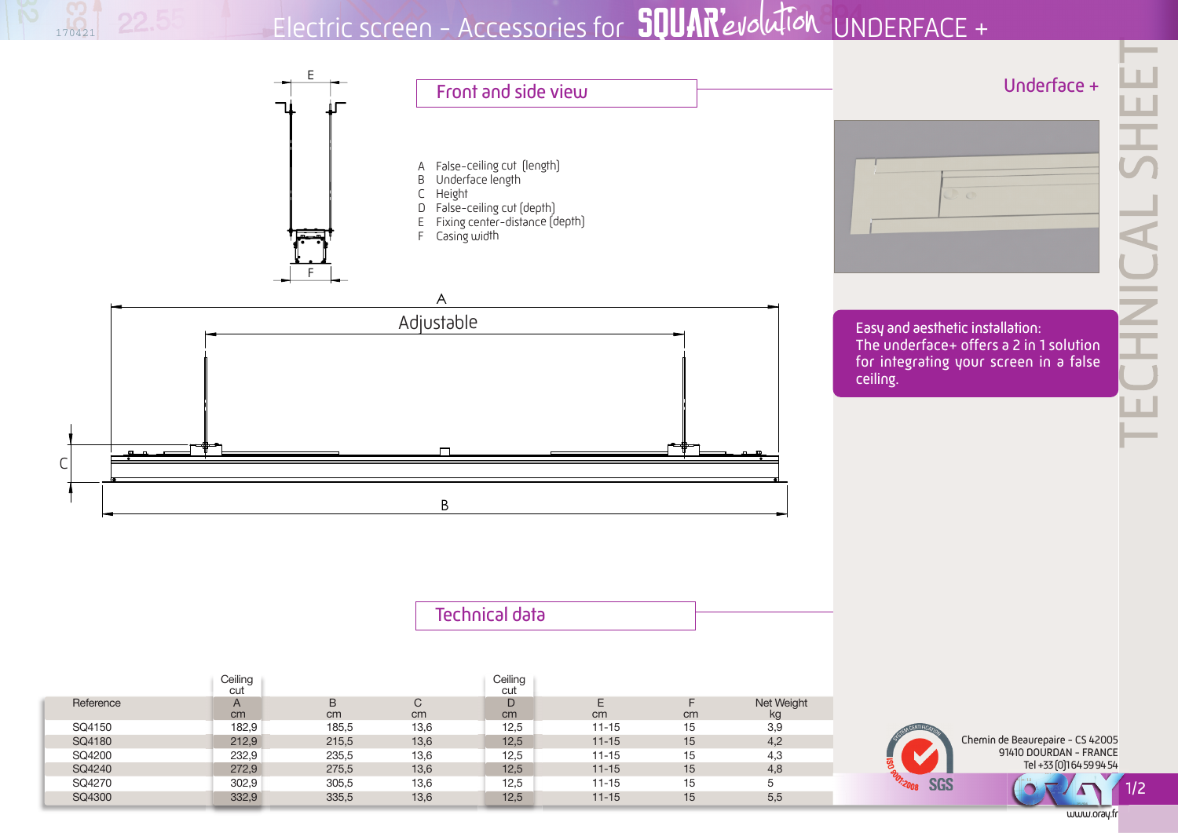# Electric screen - Accessories for SQUAR'evolution UNDERFACE +

## Front and side view

- A False-ceiling cut (length)
- B Underface length
- C Height
- D False-ceiling cut (depth)
- E Fixing center-distance (depth)
- F Casing width

A

Adjustable

C

B

## Underface +

Easy and aesthetic installation:
The underface+ offers a 2 in 1 solution for integrating your screen in a false ceiling.

## Technical data

| Reference | Ceiling cut A cm | B cm | C cm | Ceiling cut D cm | E cm | F cm | Net Weight kg |
|---|---|---|---|---|---|---|---|
| SQ4150 | 182,9 | 185,5 | 13,6 | 12,5 | 11-15 | 15 | 3,9 |
| SQ4180 | 212,9 | 215,5 | 13,6 | 12,5 | 11-15 | 15 | 4,2 |
| SQ4200 | 232,9 | 235,5 | 13,6 | 12,5 | 11-15 | 15 | 4,3 |
| SQ4240 | 272,9 | 275,5 | 13,6 | 12,5 | 11-15 | 15 | 4,8 |
| SQ4270 | 302,9 | 305,5 | 13,6 | 12,5 | 11-15 | 15 | 5 |
| SQ4300 | 332,9 | 335,5 | 13,6 | 12,5 | 11-15 | 15 | 5,5 |

TECHNICAL SHEET

Chemin de Beaurepaire - CS 42005
91410 DOURDAN - FRANCE
Tel +33 (0)1 64 59 94 54
www.oray.fr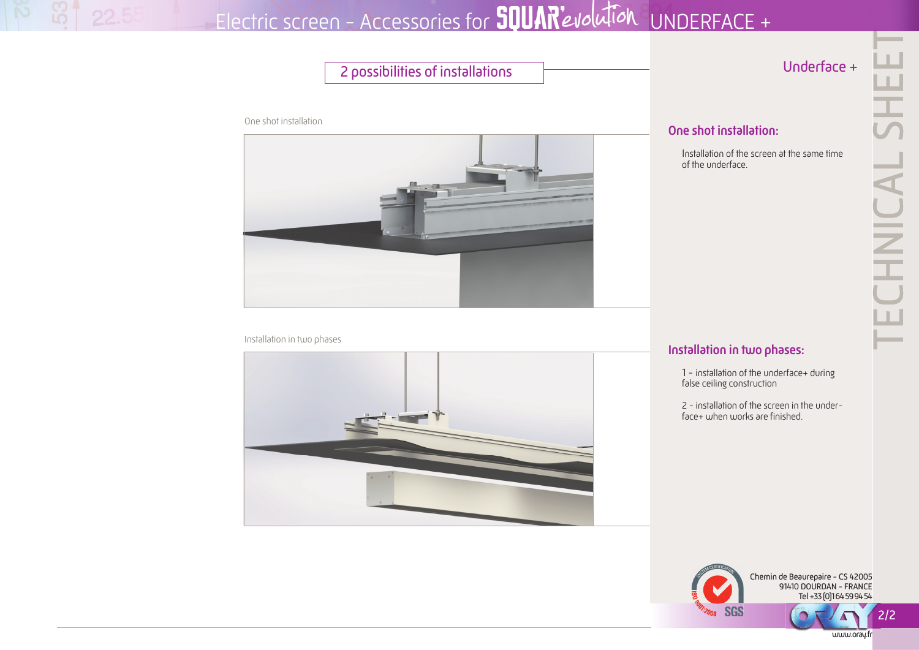## 2 possibilities of installations

One shot installation

Installation in two phases

## Underface +

### One shot installation:

Installation of the screen at the same time of the underface.

### Installation in two phases:

1 - installation of the underface+ during false ceiling construction

2 - installation of the screen in the underface+ when works are finished.

Chemin de Beaurepaire - CS 42005
91410 DOURDAN - FRANCE
Tel +33 (0)1 64 59 94 54

www.oray.fr